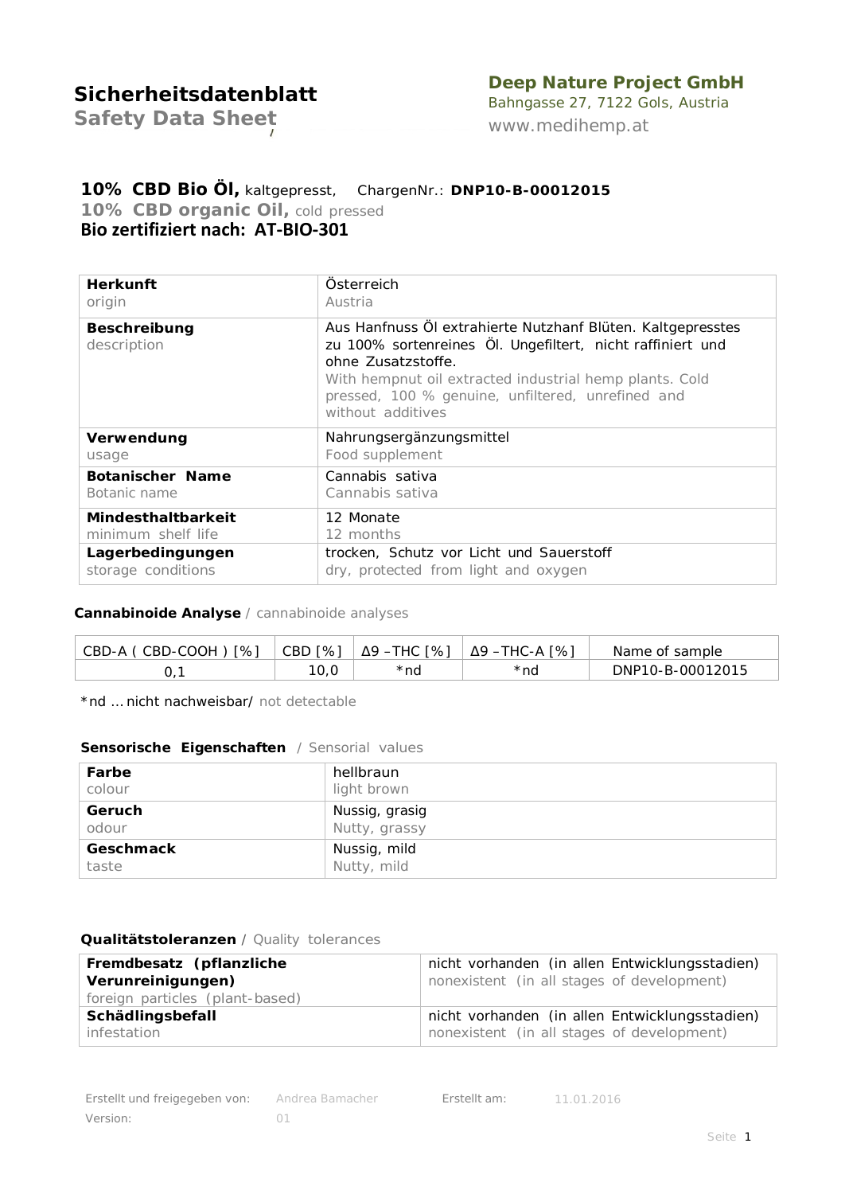# Sicherheitsdatenblatt

## Safety Data Sheet

**Deep Nature Project GmbH**
Bahngasse 27, 7122 Gols, Austria
www.medihemp.at

### 10% CBD Bio Öl, kaltgepresst, ChargenNr.: DNP10-B-00012015

**10% CBD organic Oil,** cold pressed

**Bio zertifiziert nach: AT-BIO-301**

| | |
|---|---|
| **Herkunft**<br>origin | Österreich<br>Austria |
| **Beschreibung**<br>description | Aus Hanfnuss Öl extrahierte Nutzhanf Blüten. Kaltgepresstes zu 100% sortenreines Öl. Ungefiltert, nicht raffiniert und ohne Zusatzstoffe.<br>With hempnut oil extracted industrial hemp plants. Cold pressed, 100 % genuine, unfiltered, unrefined and without additives |
| **Verwendung**<br>usage | Nahrungsergänzungsmittel<br>Food supplement |
| **Botanischer Name**<br>Botanic name | Cannabis sativa<br>Cannabis sativa |
| **Mindesthaltbarkeit**<br>minimum shelf life | 12 Monate<br>12 months |
| **Lagerbedingungen**<br>storage conditions | trocken, Schutz vor Licht und Sauerstoff<br>dry, protected from light and oxygen |

**Cannabinoide Analyse** / cannabinoide analyses

| CBD-A ( CBD-COOH ) [%] | CBD [%] | Δ9 –THC [%] | Δ9 –THC-A [%] | Name of sample |
|---|---|---|---|---|
| 0,1 | 10,0 | *nd | *nd | DNP10-B-00012015 |

*nd … nicht nachweisbar/ not detectable

**Sensorische Eigenschaften** / Sensorial values

| | |
|---|---|
| **Farbe**<br>colour | hellbraun<br>light brown |
| **Geruch**<br>odour | Nussig, grasig<br>Nutty, grassy |
| **Geschmack**<br>taste | Nussig, mild<br>Nutty, mild |

**Qualitätstoleranzen** / Quality tolerances

| | |
|---|---|
| **Fremdbesatz (pflanzliche Verunreinigungen)**<br>foreign particles (plant-based) | nicht vorhanden (in allen Entwicklungsstadien)<br>nonexistent (in all stages of development) |
| **Schädlingsbefall**<br>infestation | nicht vorhanden (in allen Entwicklungsstadien)<br>nonexistent (in all stages of development) |

Erstellt und freigegeben von: Andrea Bamacher    Erstellt am: 11.01.2016
Version: 01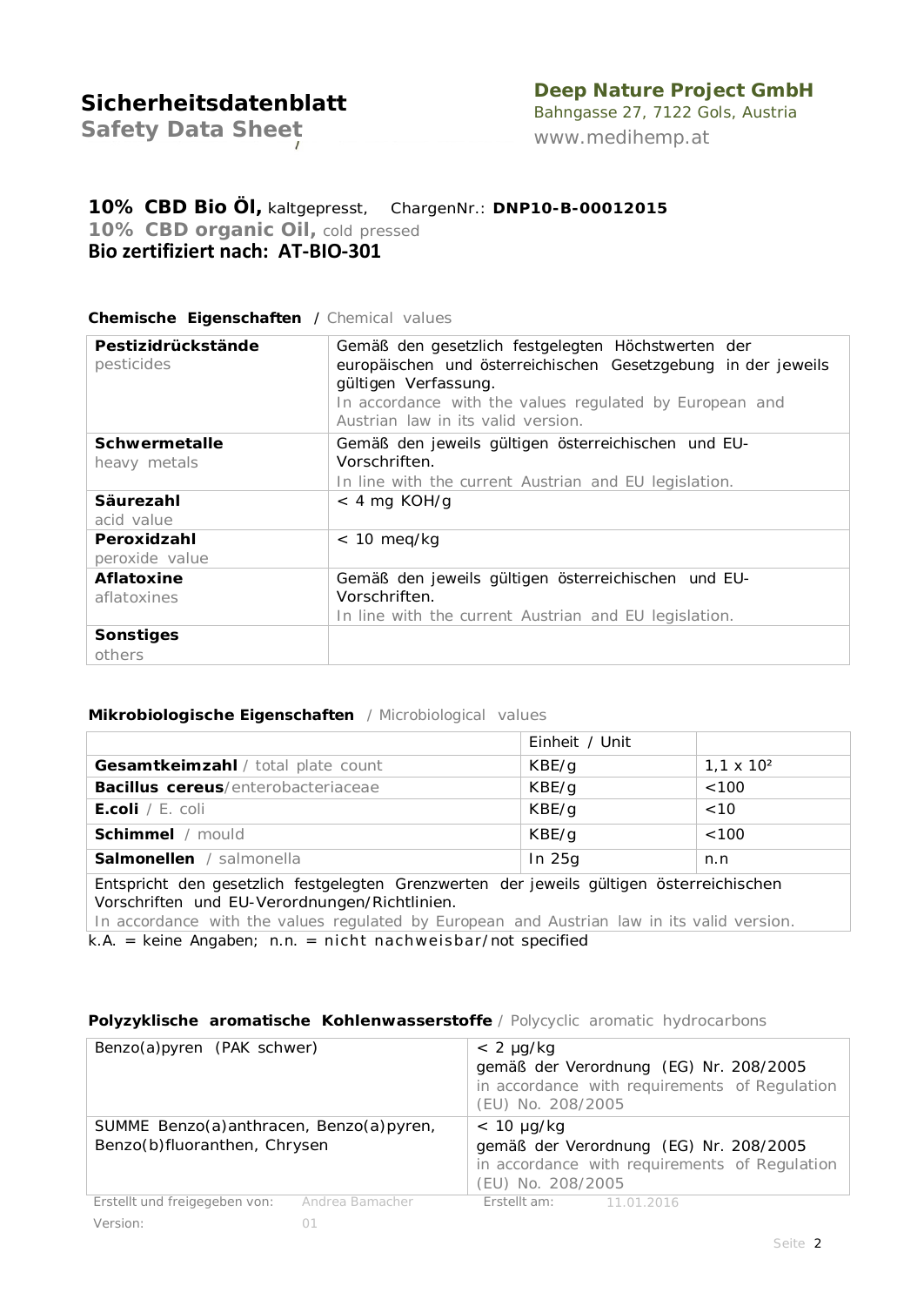# Sicherheitsdatenblatt

**Safety Data Sheet**

**Deep Nature Project GmbH**
Bahngasse 27, 7122 Gols, Austria
www.medihemp.at

## 10% CBD Bio Öl, kaltgepresst, ChargenNr.: DNP10-B-00012015

**10% CBD organic Oil,** cold pressed

**Bio zertifiziert nach: AT-BIO-301**

### Chemische Eigenschaften / Chemical values

| | |
|---|---|
| **Pestizidrückstände** pesticides | Gemäß den gesetzlich festgelegten Höchstwerten der europäischen und österreichischen Gesetzgebung in der jeweils gültigen Verfassung. In accordance with the values regulated by European and Austrian law in its valid version. |
| **Schwermetalle** heavy metals | Gemäß den jeweils gültigen österreichischen und EU-Vorschriften. In line with the current Austrian and EU legislation. |
| **Säurezahl** acid value | < 4 mg KOH/g |
| **Peroxidzahl** peroxide value | < 10 meq/kg |
| **Aflatoxine** aflatoxines | Gemäß den jeweils gültigen österreichischen und EU-Vorschriften. In line with the current Austrian and EU legislation. |
| **Sonstiges** others | |

### Mikrobiologische Eigenschaften / Microbiological values

| | Einheit / Unit | |
|---|---|---|
| **Gesamtkeimzahl** / total plate count | KBE/g | $1{,}1 \times 10^2$ |
| **Bacillus cereus**/enterobacteriaceae | KBE/g | <100 |
| **E.coli** / E. coli | KBE/g | <10 |
| **Schimmel** / mould | KBE/g | <100 |
| **Salmonellen** / salmonella | In 25g | n.n |
| Entspricht den gesetzlich festgelegten Grenzwerten der jeweils gültigen österreichischen Vorschriften und EU-Verordnungen/Richtlinien. In accordance with the values regulated by European and Austrian law in its valid version. | | |

k.A. = keine Angaben; n.n. = nicht nachweisbar/not specified

### Polyzyklische aromatische Kohlenwasserstoffe / Polycyclic aromatic hydrocarbons

| | |
|---|---|
| Benzo(a)pyren (PAK schwer) | < 2 µg/kg gemäß der Verordnung (EG) Nr. 208/2005 in accordance with requirements of Regulation (EU) No. 208/2005 |
| SUMME Benzo(a)anthracen, Benzo(a)pyren, Benzo(b)fluoranthen, Chrysen | < 10 µg/kg gemäß der Verordnung (EG) Nr. 208/2005 in accordance with requirements of Regulation (EU) No. 208/2005 |

Erstellt und freigegeben von: Andrea Bamacher    Erstellt am: 11.01.2016

Version: 01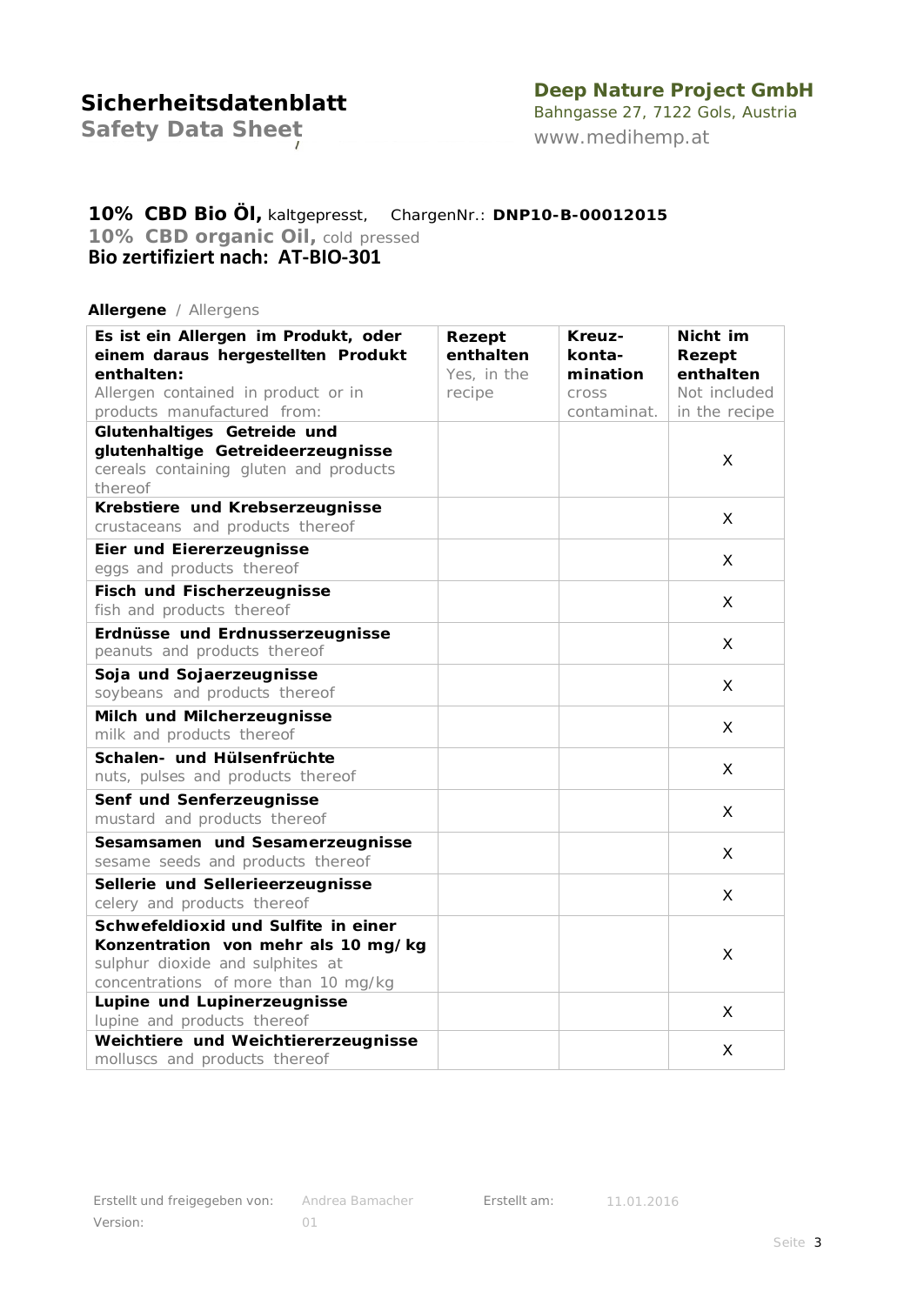**Sicherheitsdatenblatt**
**Safety Data Sheet**

**Deep Nature Project GmbH**
Bahngasse 27, 7122 Gols, Austria
www.medihemp.at

**10% CBD Bio Öl,** kaltgepresst, ChargenNr.: **DNP10-B-00012015**
**10% CBD organic Oil,** cold pressed
**Bio zertifiziert nach: AT-BIO-301**

**Allergene** / Allergens

| **Es ist ein Allergen im Produkt, oder einem daraus hergestellten Produkt enthalten:** Allergen contained in product or in products manufactured from: | **Rezept enthalten** Yes, in the recipe | **Kreuz-konta-mination** cross contaminat. | **Nicht im Rezept enthalten** Not included in the recipe |
|---|---|---|---|
| **Glutenhaltiges Getreide und glutenhaltige Getreideerzeugnisse** cereals containing gluten and products thereof | | | X |
| **Krebstiere und Krebserzeugnisse** crustaceans and products thereof | | | X |
| **Eier und Eiererzeugnisse** eggs and products thereof | | | X |
| **Fisch und Fischerzeugnisse** fish and products thereof | | | X |
| **Erdnüsse und Erdnusserzeugnisse** peanuts and products thereof | | | X |
| **Soja und Sojaerzeugnisse** soybeans and products thereof | | | X |
| **Milch und Milcherzeugnisse** milk and products thereof | | | X |
| **Schalen- und Hülsenfrüchte** nuts, pulses and products thereof | | | X |
| **Senf und Senferzeugnisse** mustard and products thereof | | | X |
| **Sesamsamen und Sesamerzeugnisse** sesame seeds and products thereof | | | X |
| **Sellerie und Sellerieerzeugnisse** celery and products thereof | | | X |
| **Schwefeldioxid und Sulfite in einer Konzentration von mehr als 10 mg/kg** sulphur dioxide and sulphites at concentrations of more than 10 mg/kg | | | X |
| **Lupine und Lupinerzeugnisse** lupine and products thereof | | | X |
| **Weichtiere und Weichtiererzeugnisse** molluscs and products thereof | | | X |

Erstellt und freigegeben von: Andrea Bamacher    Erstellt am: 11.01.2016
Version: 01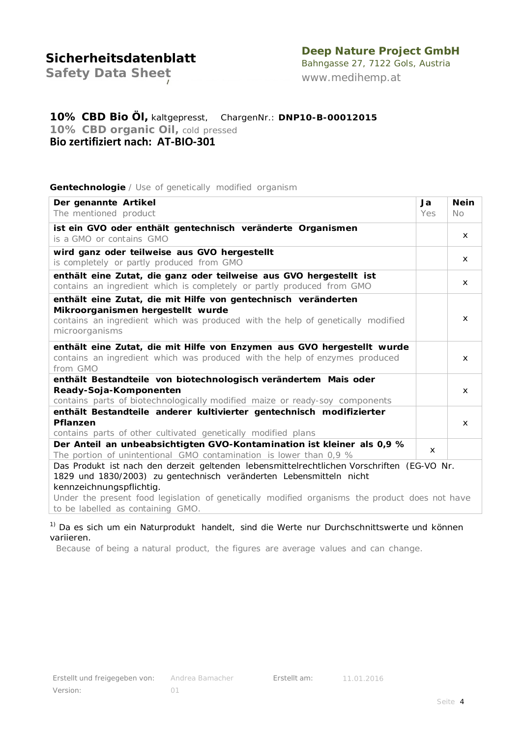**Sicherheitsdatenblatt**
**Safety Data Sheet**

**Deep Nature Project GmbH**
Bahngasse 27, 7122 Gols, Austria
www.medihemp.at

**10% CBD Bio Öl,** kaltgepresst, ChargenNr.: **DNP10-B-00012015**
**10% CBD organic Oil,** cold pressed
**Bio zertifiziert nach: AT-BIO-301**

**Gentechnologie** / Use of genetically modified organism

| **Der genannte Artikel**<br>The mentioned product | **Ja**<br>Yes | **Nein**<br>No |
|---|---|---|
| **ist ein GVO oder enthält gentechnisch veränderte Organismen**<br>is a GMO or contains GMO | | x |
| **wird ganz oder teilweise aus GVO hergestellt**<br>is completely or partly produced from GMO | | x |
| **enthält eine Zutat, die ganz oder teilweise aus GVO hergestellt ist**<br>contains an ingredient which is completely or partly produced from GMO | | x |
| **enthält eine Zutat, die mit Hilfe von gentechnisch veränderten Mikroorganismen hergestellt wurde**<br>contains an ingredient which was produced with the help of genetically modified microorganisms | | x |
| **enthält eine Zutat, die mit Hilfe von Enzymen aus GVO hergestellt wurde**<br>contains an ingredient which was produced with the help of enzymes produced from GMO | | x |
| **enthält Bestandteile von biotechnologisch verändertem Mais oder Ready-Soja-Komponenten**<br>contains parts of biotechnologically modified maize or ready-soy components | | x |
| **enthält Bestandteile anderer kultivierter gentechnisch modifizierter Pflanzen**<br>contains parts of other cultivated genetically modified plans | | x |
| **Der Anteil an unbeabsichtigten GVO-Kontamination ist kleiner als 0,9 %**<br>The portion of unintentional GMO contamination is lower than 0,9 % | x | |
| Das Produkt ist nach den derzeit geltenden lebensmittelrechtlichen Vorschriften (EG-VO Nr. 1829 und 1830/2003) zu gentechnisch veränderten Lebensmitteln nicht kennzeichnungspflichtig.<br>Under the present food legislation of genetically modified organisms the product does not have to be labelled as containing GMO. | | |

[1] Da es sich um ein Naturprodukt handelt, sind die Werte nur Durchschnittswerte und können variieren.
Because of being a natural product, the figures are average values and can change.

| Erstellt und freigegeben von: | Andrea Bamacher | Erstellt am: | 11.01.2016 |
|---|---|---|---|
| Version: | 01 | | |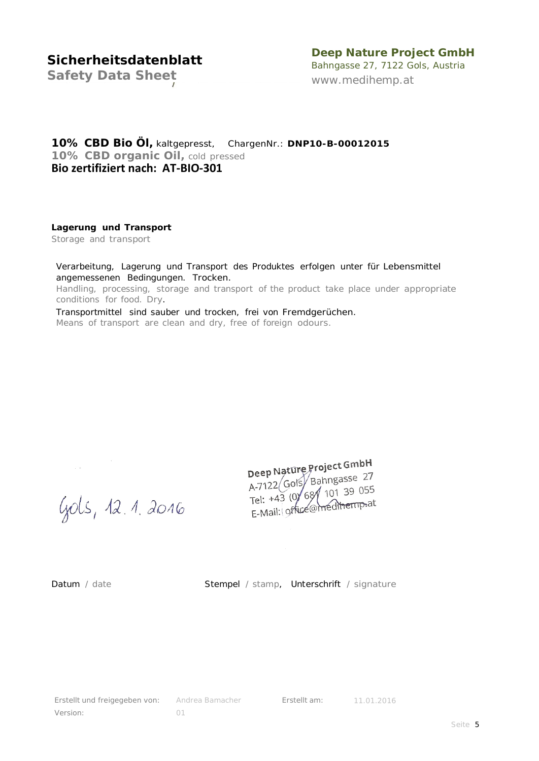# Sicherheitsdatenblatt

**Safety Data Sheet**

**Deep Nature Project GmbH**
Bahngasse 27, 7122 Gols, Austria
www.medihemp.at

**10% CBD Bio Öl,** kaltgepresst, ChargenNr.: **DNP10-B-00012015**
**10% CBD organic Oil,** cold pressed
**Bio zertifiziert nach: AT-BIO-301**

## Lagerung und Transport

Storage and transport

Verarbeitung, Lagerung und Transport des Produktes erfolgen unter für Lebensmittel angemessenen Bedingungen. Trocken.
Handling, processing, storage and transport of the product take place under appropriate conditions for food. Dry.

Transportmittel sind sauber und trocken, frei von Fremdgerüchen.
Means of transport are clean and dry, free of foreign odours.

Gols, 12.1.2016

Deep Nature Project GmbH
A-7122 Gols, Bahngasse 27
Tel: +43 (0) 681 101 39 055
E-Mail: office@medihemp.at

Datum / date — Stempel / stamp, Unterschrift / signature

| | | | |
|---|---|---|---|
| Erstellt und freigegeben von: | Andrea Bamacher | Erstellt am: | 11.01.2016 |
| Version: | 01 | | |